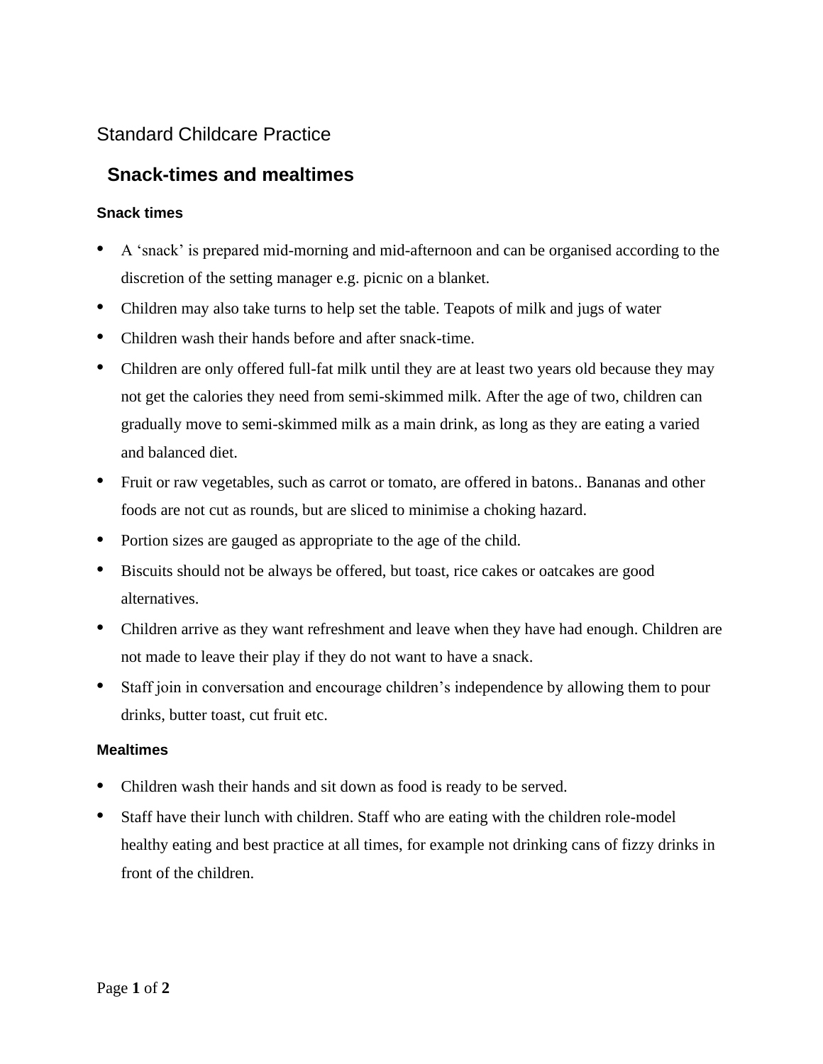Standard Childcare Practice

## Snack-times and mealtimes

### Snack times

- A 'snack' is prepared mid-morning and mid-afternoon and can be organised according to the discretion of the setting manager e.g. picnic on a blanket.
- Children may also take turns to help set the table. Teapots of milk and jugs of water
- Children wash their hands before and after snack-time.
- Children are only offered full-fat milk until they are at least two years old because they may not get the calories they need from semi-skimmed milk. After the age of two, children can gradually move to semi-skimmed milk as a main drink, as long as they are eating a varied and balanced diet.
- Fruit or raw vegetables, such as carrot or tomato, are offered in batons.. Bananas and other foods are not cut as rounds, but are sliced to minimise a choking hazard.
- Portion sizes are gauged as appropriate to the age of the child.
- Biscuits should not be always be offered, but toast, rice cakes or oatcakes are good alternatives.
- Children arrive as they want refreshment and leave when they have had enough. Children are not made to leave their play if they do not want to have a snack.
- Staff join in conversation and encourage children's independence by allowing them to pour drinks, butter toast, cut fruit etc.

### Mealtimes

- Children wash their hands and sit down as food is ready to be served.
- Staff have their lunch with children. Staff who are eating with the children role-model healthy eating and best practice at all times, for example not drinking cans of fizzy drinks in front of the children.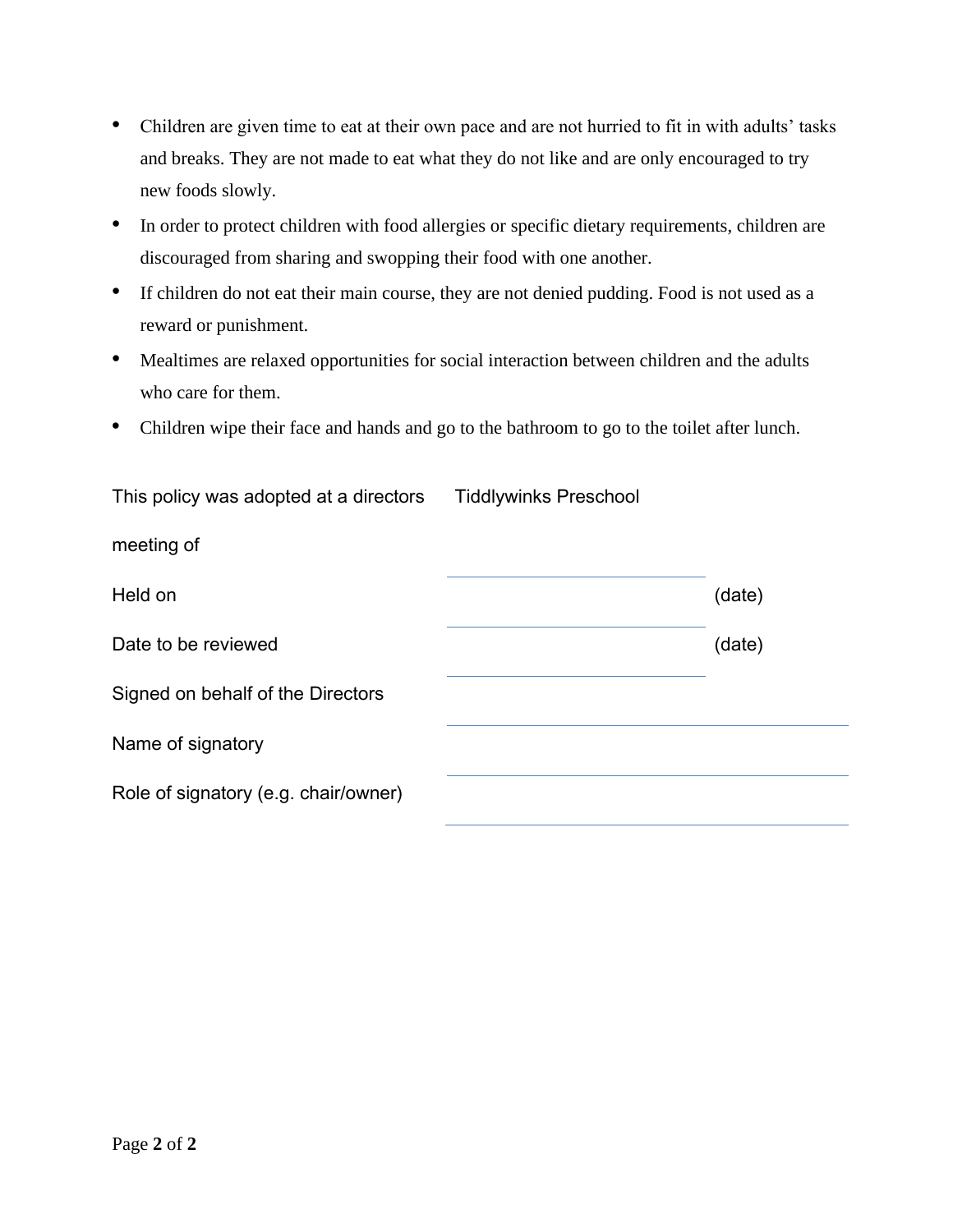- Children are given time to eat at their own pace and are not hurried to fit in with adults' tasks and breaks. They are not made to eat what they do not like and are only encouraged to try new foods slowly.
- In order to protect children with food allergies or specific dietary requirements, children are discouraged from sharing and swopping their food with one another.
- If children do not eat their main course, they are not denied pudding. Food is not used as a reward or punishment.
- Mealtimes are relaxed opportunities for social interaction between children and the adults who care for them.
- Children wipe their face and hands and go to the bathroom to go to the toilet after lunch.

| | | |
|---|---|---|
| This policy was adopted at a directors meeting of | Tiddlywinks Preschool | |
| Held on | | (date) |
| Date to be reviewed | | (date) |
| Signed on behalf of the Directors | | |
| Name of signatory | | |
| Role of signatory (e.g. chair/owner) | | |